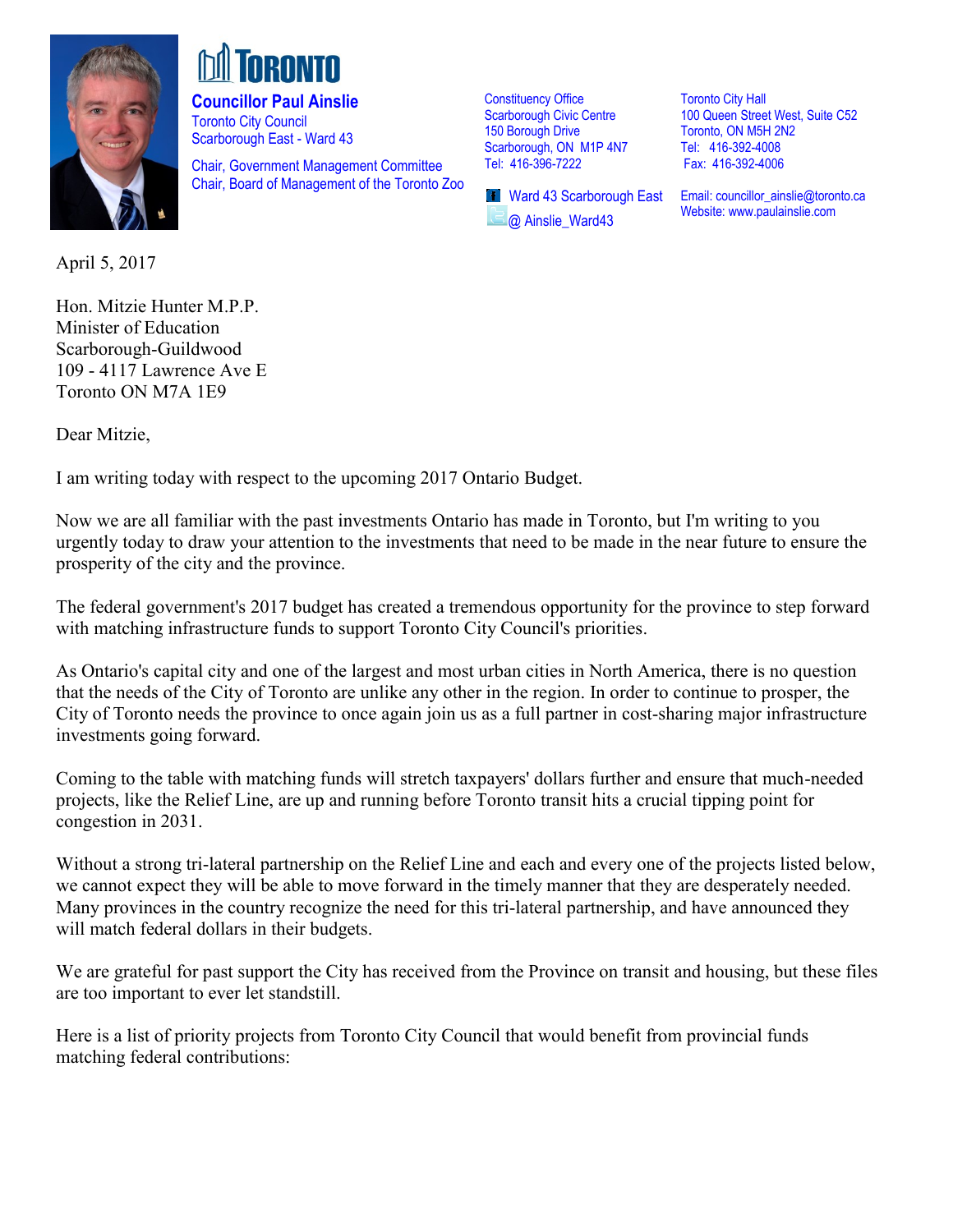**TORONTO**

**Councillor Paul Ainslie**
Toronto City Council
Scarborough East - Ward 43

Chair, Government Management Committee
Chair, Board of Management of the Toronto Zoo

Constituency Office
Scarborough Civic Centre
150 Borough Drive
Scarborough, ON M1P 4N7
Tel: 416-396-7222

Ward 43 Scarborough East
@ Ainslie_Ward43

Toronto City Hall
100 Queen Street West, Suite C52
Toronto, ON M5H 2N2
Tel: 416-392-4008
Fax: 416-392-4006

Email: councillor_ainslie@toronto.ca
Website: www.paulainslie.com

April 5, 2017

Hon. Mitzie Hunter M.P.P.
Minister of Education
Scarborough-Guildwood
109 - 4117 Lawrence Ave E
Toronto ON M7A 1E9

Dear Mitzie,

I am writing today with respect to the upcoming 2017 Ontario Budget.

Now we are all familiar with the past investments Ontario has made in Toronto, but I'm writing to you urgently today to draw your attention to the investments that need to be made in the near future to ensure the prosperity of the city and the province.

The federal government's 2017 budget has created a tremendous opportunity for the province to step forward with matching infrastructure funds to support Toronto City Council's priorities.

As Ontario's capital city and one of the largest and most urban cities in North America, there is no question that the needs of the City of Toronto are unlike any other in the region. In order to continue to prosper, the City of Toronto needs the province to once again join us as a full partner in cost-sharing major infrastructure investments going forward.

Coming to the table with matching funds will stretch taxpayers' dollars further and ensure that much-needed projects, like the Relief Line, are up and running before Toronto transit hits a crucial tipping point for congestion in 2031.

Without a strong tri-lateral partnership on the Relief Line and each and every one of the projects listed below, we cannot expect they will be able to move forward in the timely manner that they are desperately needed. Many provinces in the country recognize the need for this tri-lateral partnership, and have announced they will match federal dollars in their budgets.

We are grateful for past support the City has received from the Province on transit and housing, but these files are too important to ever let standstill.

Here is a list of priority projects from Toronto City Council that would benefit from provincial funds matching federal contributions: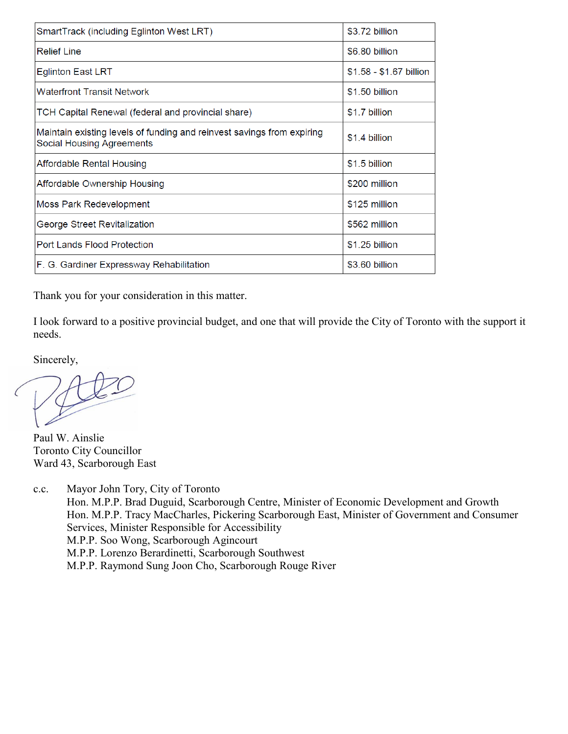| | |
|---|---|
| SmartTrack (including Eglinton West LRT) | $3.72 billion |
| Relief Line | $6.80 billion |
| Eglinton East LRT | $1.58 - $1.67 billion |
| Waterfront Transit Network | $1.50 billion |
| TCH Capital Renewal (federal and provincial share) | $1.7 billion |
| Maintain existing levels of funding and reinvest savings from expiring Social Housing Agreements | $1.4 billion |
| Affordable Rental Housing | $1.5 billion |
| Affordable Ownership Housing | $200 million |
| Moss Park Redevelopment | $125 million |
| George Street Revitalization | $562 million |
| Port Lands Flood Protection | $1.25 billion |
| F. G. Gardiner Expressway Rehabilitation | $3.60 billion |

Thank you for your consideration in this matter.

I look forward to a positive provincial budget, and one that will provide the City of Toronto with the support it needs.

Sincerely,

Paul W. Ainslie
Toronto City Councillor
Ward 43, Scarborough East

c.c. Mayor John Tory, City of Toronto
Hon. M.P.P. Brad Duguid, Scarborough Centre, Minister of Economic Development and Growth
Hon. M.P.P. Tracy MacCharles, Pickering Scarborough East, Minister of Government and Consumer Services, Minister Responsible for Accessibility
M.P.P. Soo Wong, Scarborough Agincourt
M.P.P. Lorenzo Berardinetti, Scarborough Southwest
M.P.P. Raymond Sung Joon Cho, Scarborough Rouge River